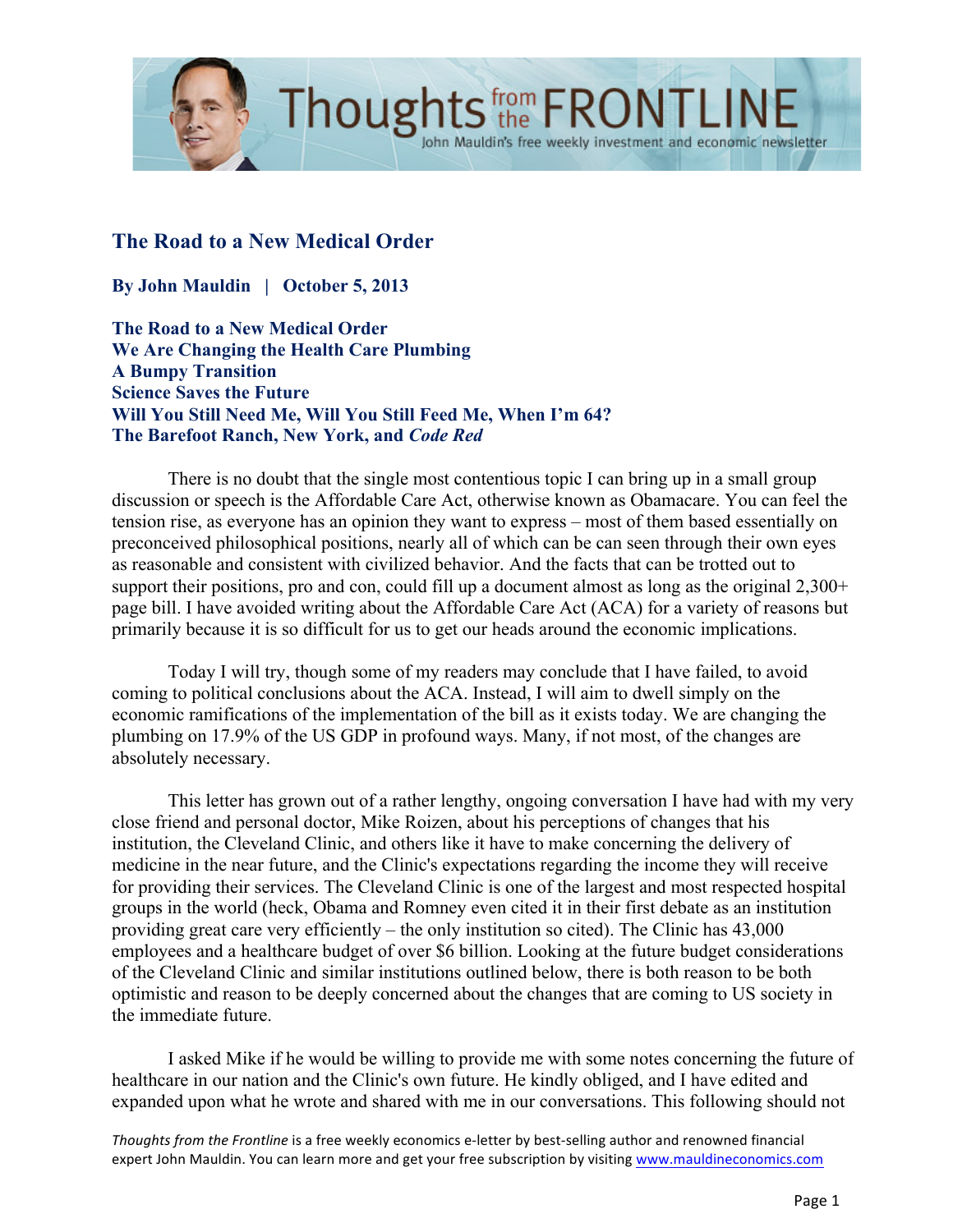# The Road to a New Medical Order

**By John Mauldin | October 5, 2013**

**The Road to a New Medical Order**
**We Are Changing the Health Care Plumbing**
**A Bumpy Transition**
**Science Saves the Future**
**Will You Still Need Me, Will You Still Feed Me, When I'm 64?**
**The Barefoot Ranch, New York, and *Code Red***

There is no doubt that the single most contentious topic I can bring up in a small group discussion or speech is the Affordable Care Act, otherwise known as Obamacare. You can feel the tension rise, as everyone has an opinion they want to express – most of them based essentially on preconceived philosophical positions, nearly all of which can be can seen through their own eyes as reasonable and consistent with civilized behavior. And the facts that can be trotted out to support their positions, pro and con, could fill up a document almost as long as the original 2,300+ page bill. I have avoided writing about the Affordable Care Act (ACA) for a variety of reasons but primarily because it is so difficult for us to get our heads around the economic implications.

Today I will try, though some of my readers may conclude that I have failed, to avoid coming to political conclusions about the ACA. Instead, I will aim to dwell simply on the economic ramifications of the implementation of the bill as it exists today. We are changing the plumbing on 17.9% of the US GDP in profound ways. Many, if not most, of the changes are absolutely necessary.

This letter has grown out of a rather lengthy, ongoing conversation I have had with my very close friend and personal doctor, Mike Roizen, about his perceptions of changes that his institution, the Cleveland Clinic, and others like it have to make concerning the delivery of medicine in the near future, and the Clinic's expectations regarding the income they will receive for providing their services. The Cleveland Clinic is one of the largest and most respected hospital groups in the world (heck, Obama and Romney even cited it in their first debate as an institution providing great care very efficiently – the only institution so cited). The Clinic has 43,000 employees and a healthcare budget of over $6 billion. Looking at the future budget considerations of the Cleveland Clinic and similar institutions outlined below, there is both reason to be both optimistic and reason to be deeply concerned about the changes that are coming to US society in the immediate future.

I asked Mike if he would be willing to provide me with some notes concerning the future of healthcare in our nation and the Clinic's own future. He kindly obliged, and I have edited and expanded upon what he wrote and shared with me in our conversations. This following should not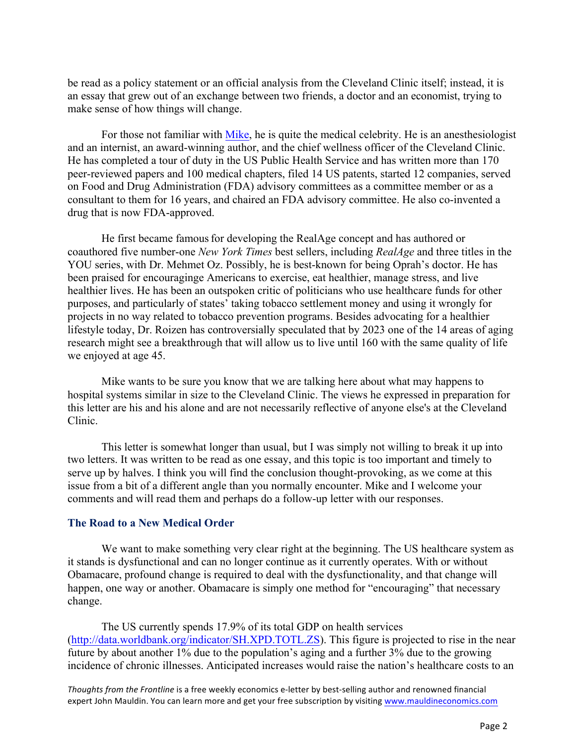be read as a policy statement or an official analysis from the Cleveland Clinic itself; instead, it is an essay that grew out of an exchange between two friends, a doctor and an economist, trying to make sense of how things will change.

For those not familiar with [Mike](), he is quite the medical celebrity. He is an anesthesiologist and an internist, an award-winning author, and the chief wellness officer of the Cleveland Clinic. He has completed a tour of duty in the US Public Health Service and has written more than 170 peer-reviewed papers and 100 medical chapters, filed 14 US patents, started 12 companies, served on Food and Drug Administration (FDA) advisory committees as a committee member or as a consultant to them for 16 years, and chaired an FDA advisory committee. He also co-invented a drug that is now FDA-approved.

He first became famous for developing the RealAge concept and has authored or coauthored five number-one *New York Times* best sellers, including *RealAge* and three titles in the YOU series, with Dr. Mehmet Oz. Possibly, he is best-known for being Oprah's doctor. He has been praised for encouraginge Americans to exercise, eat healthier, manage stress, and live healthier lives. He has been an outspoken critic of politicians who use healthcare funds for other purposes, and particularly of states' taking tobacco settlement money and using it wrongly for projects in no way related to tobacco prevention programs. Besides advocating for a healthier lifestyle today, Dr. Roizen has controversially speculated that by 2023 one of the 14 areas of aging research might see a breakthrough that will allow us to live until 160 with the same quality of life we enjoyed at age 45.

Mike wants to be sure you know that we are talking here about what may happens to hospital systems similar in size to the Cleveland Clinic. The views he expressed in preparation for this letter are his and his alone and are not necessarily reflective of anyone else's at the Cleveland Clinic.

This letter is somewhat longer than usual, but I was simply not willing to break it up into two letters. It was written to be read as one essay, and this topic is too important and timely to serve up by halves. I think you will find the conclusion thought-provoking, as we come at this issue from a bit of a different angle than you normally encounter. Mike and I welcome your comments and will read them and perhaps do a follow-up letter with our responses.

### The Road to a New Medical Order

We want to make something very clear right at the beginning. The US healthcare system as it stands is dysfunctional and can no longer continue as it currently operates. With or without Obamacare, profound change is required to deal with the dysfunctionality, and that change will happen, one way or another. Obamacare is simply one method for "encouraging" that necessary change.

The US currently spends 17.9% of its total GDP on health services (http://data.worldbank.org/indicator/SH.XPD.TOTL.ZS). This figure is projected to rise in the near future by about another 1% due to the population's aging and a further 3% due to the growing incidence of chronic illnesses. Anticipated increases would raise the nation's healthcare costs to an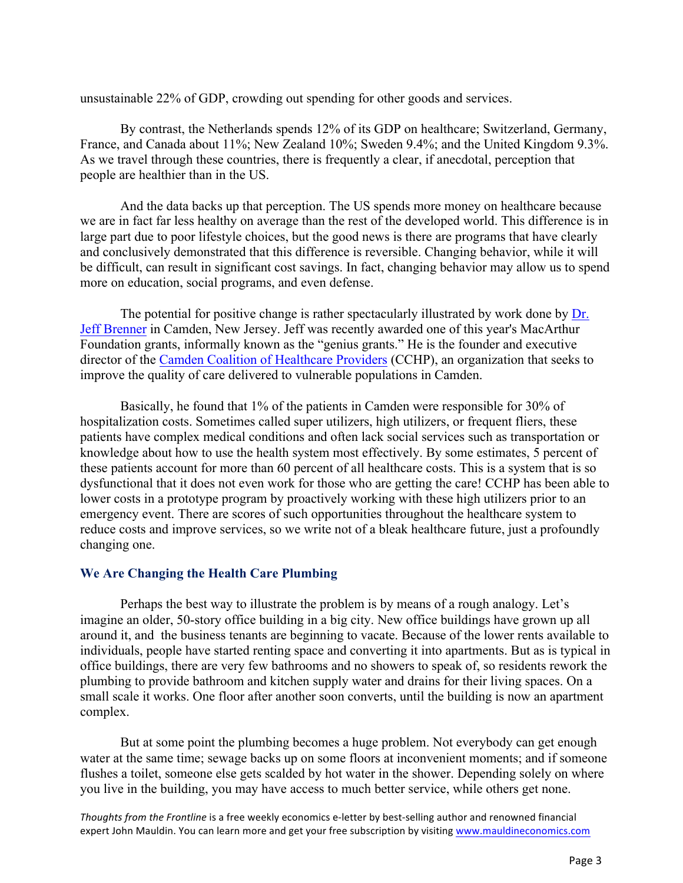unsustainable 22% of GDP, crowding out spending for other goods and services.

By contrast, the Netherlands spends 12% of its GDP on healthcare; Switzerland, Germany, France, and Canada about 11%; New Zealand 10%; Sweden 9.4%; and the United Kingdom 9.3%. As we travel through these countries, there is frequently a clear, if anecdotal, perception that people are healthier than in the US.

And the data backs up that perception. The US spends more money on healthcare because we are in fact far less healthy on average than the rest of the developed world. This difference is in large part due to poor lifestyle choices, but the good news is there are programs that have clearly and conclusively demonstrated that this difference is reversible. Changing behavior, while it will be difficult, can result in significant cost savings. In fact, changing behavior may allow us to spend more on education, social programs, and even defense.

The potential for positive change is rather spectacularly illustrated by work done by Dr. Jeff Brenner in Camden, New Jersey. Jeff was recently awarded one of this year's MacArthur Foundation grants, informally known as the "genius grants." He is the founder and executive director of the Camden Coalition of Healthcare Providers (CCHP), an organization that seeks to improve the quality of care delivered to vulnerable populations in Camden.

Basically, he found that 1% of the patients in Camden were responsible for 30% of hospitalization costs. Sometimes called super utilizers, high utilizers, or frequent fliers, these patients have complex medical conditions and often lack social services such as transportation or knowledge about how to use the health system most effectively. By some estimates, 5 percent of these patients account for more than 60 percent of all healthcare costs. This is a system that is so dysfunctional that it does not even work for those who are getting the care! CCHP has been able to lower costs in a prototype program by proactively working with these high utilizers prior to an emergency event. There are scores of such opportunities throughout the healthcare system to reduce costs and improve services, so we write not of a bleak healthcare future, just a profoundly changing one.

### We Are Changing the Health Care Plumbing

Perhaps the best way to illustrate the problem is by means of a rough analogy. Let's imagine an older, 50-story office building in a big city. New office buildings have grown up all around it, and the business tenants are beginning to vacate. Because of the lower rents available to individuals, people have started renting space and converting it into apartments. But as is typical in office buildings, there are very few bathrooms and no showers to speak of, so residents rework the plumbing to provide bathroom and kitchen supply water and drains for their living spaces. On a small scale it works. One floor after another soon converts, until the building is now an apartment complex.

But at some point the plumbing becomes a huge problem. Not everybody can get enough water at the same time; sewage backs up on some floors at inconvenient moments; and if someone flushes a toilet, someone else gets scalded by hot water in the shower. Depending solely on where you live in the building, you may have access to much better service, while others get none.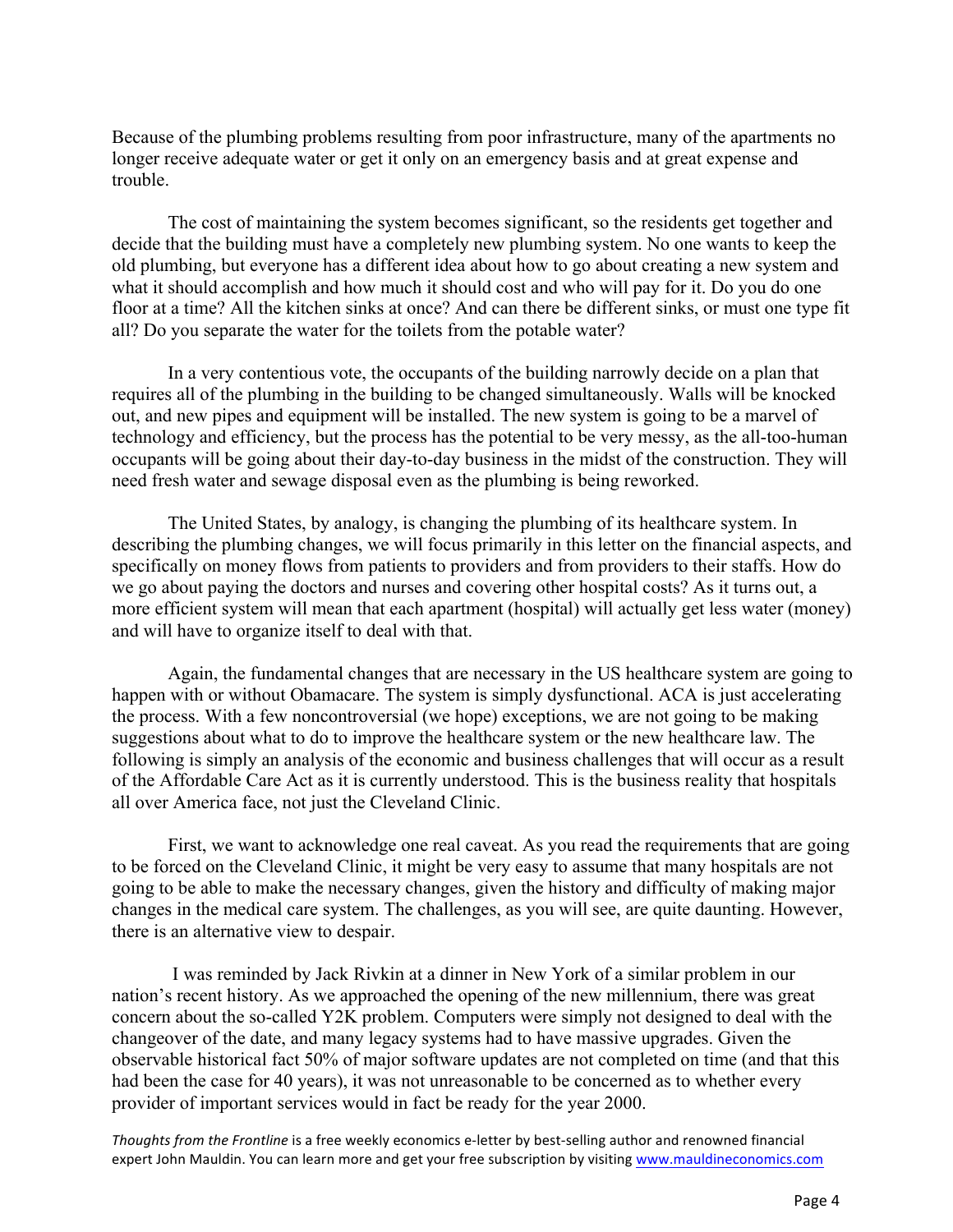Because of the plumbing problems resulting from poor infrastructure, many of the apartments no longer receive adequate water or get it only on an emergency basis and at great expense and trouble.

The cost of maintaining the system becomes significant, so the residents get together and decide that the building must have a completely new plumbing system. No one wants to keep the old plumbing, but everyone has a different idea about how to go about creating a new system and what it should accomplish and how much it should cost and who will pay for it. Do you do one floor at a time? All the kitchen sinks at once? And can there be different sinks, or must one type fit all? Do you separate the water for the toilets from the potable water?

In a very contentious vote, the occupants of the building narrowly decide on a plan that requires all of the plumbing in the building to be changed simultaneously. Walls will be knocked out, and new pipes and equipment will be installed. The new system is going to be a marvel of technology and efficiency, but the process has the potential to be very messy, as the all-too-human occupants will be going about their day-to-day business in the midst of the construction. They will need fresh water and sewage disposal even as the plumbing is being reworked.

The United States, by analogy, is changing the plumbing of its healthcare system. In describing the plumbing changes, we will focus primarily in this letter on the financial aspects, and specifically on money flows from patients to providers and from providers to their staffs. How do we go about paying the doctors and nurses and covering other hospital costs? As it turns out, a more efficient system will mean that each apartment (hospital) will actually get less water (money) and will have to organize itself to deal with that.

Again, the fundamental changes that are necessary in the US healthcare system are going to happen with or without Obamacare. The system is simply dysfunctional. ACA is just accelerating the process. With a few noncontroversial (we hope) exceptions, we are not going to be making suggestions about what to do to improve the healthcare system or the new healthcare law. The following is simply an analysis of the economic and business challenges that will occur as a result of the Affordable Care Act as it is currently understood. This is the business reality that hospitals all over America face, not just the Cleveland Clinic.

First, we want to acknowledge one real caveat. As you read the requirements that are going to be forced on the Cleveland Clinic, it might be very easy to assume that many hospitals are not going to be able to make the necessary changes, given the history and difficulty of making major changes in the medical care system. The challenges, as you will see, are quite daunting. However, there is an alternative view to despair.

I was reminded by Jack Rivkin at a dinner in New York of a similar problem in our nation's recent history. As we approached the opening of the new millennium, there was great concern about the so-called Y2K problem. Computers were simply not designed to deal with the changeover of the date, and many legacy systems had to have massive upgrades. Given the observable historical fact 50% of major software updates are not completed on time (and that this had been the case for 40 years), it was not unreasonable to be concerned as to whether every provider of important services would in fact be ready for the year 2000.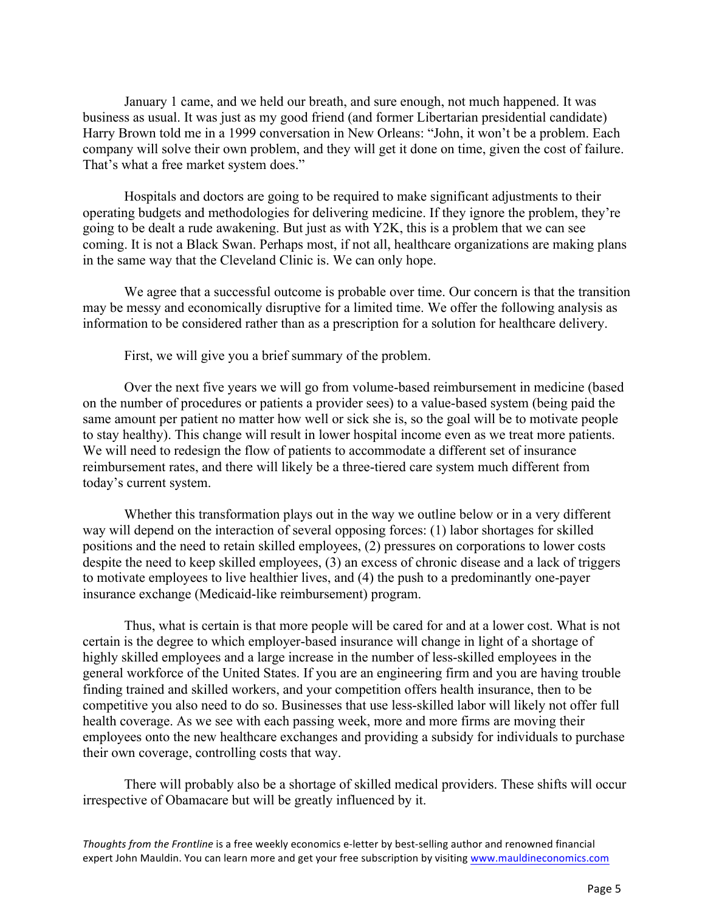January 1 came, and we held our breath, and sure enough, not much happened. It was business as usual. It was just as my good friend (and former Libertarian presidential candidate) Harry Brown told me in a 1999 conversation in New Orleans: "John, it won't be a problem. Each company will solve their own problem, and they will get it done on time, given the cost of failure. That's what a free market system does."

Hospitals and doctors are going to be required to make significant adjustments to their operating budgets and methodologies for delivering medicine. If they ignore the problem, they're going to be dealt a rude awakening. But just as with Y2K, this is a problem that we can see coming. It is not a Black Swan. Perhaps most, if not all, healthcare organizations are making plans in the same way that the Cleveland Clinic is. We can only hope.

We agree that a successful outcome is probable over time. Our concern is that the transition may be messy and economically disruptive for a limited time. We offer the following analysis as information to be considered rather than as a prescription for a solution for healthcare delivery.

First, we will give you a brief summary of the problem.

Over the next five years we will go from volume-based reimbursement in medicine (based on the number of procedures or patients a provider sees) to a value-based system (being paid the same amount per patient no matter how well or sick she is, so the goal will be to motivate people to stay healthy). This change will result in lower hospital income even as we treat more patients. We will need to redesign the flow of patients to accommodate a different set of insurance reimbursement rates, and there will likely be a three-tiered care system much different from today's current system.

Whether this transformation plays out in the way we outline below or in a very different way will depend on the interaction of several opposing forces: (1) labor shortages for skilled positions and the need to retain skilled employees, (2) pressures on corporations to lower costs despite the need to keep skilled employees, (3) an excess of chronic disease and a lack of triggers to motivate employees to live healthier lives, and (4) the push to a predominantly one-payer insurance exchange (Medicaid-like reimbursement) program.

Thus, what is certain is that more people will be cared for and at a lower cost. What is not certain is the degree to which employer-based insurance will change in light of a shortage of highly skilled employees and a large increase in the number of less-skilled employees in the general workforce of the United States. If you are an engineering firm and you are having trouble finding trained and skilled workers, and your competition offers health insurance, then to be competitive you also need to do so. Businesses that use less-skilled labor will likely not offer full health coverage. As we see with each passing week, more and more firms are moving their employees onto the new healthcare exchanges and providing a subsidy for individuals to purchase their own coverage, controlling costs that way.

There will probably also be a shortage of skilled medical providers. These shifts will occur irrespective of Obamacare but will be greatly influenced by it.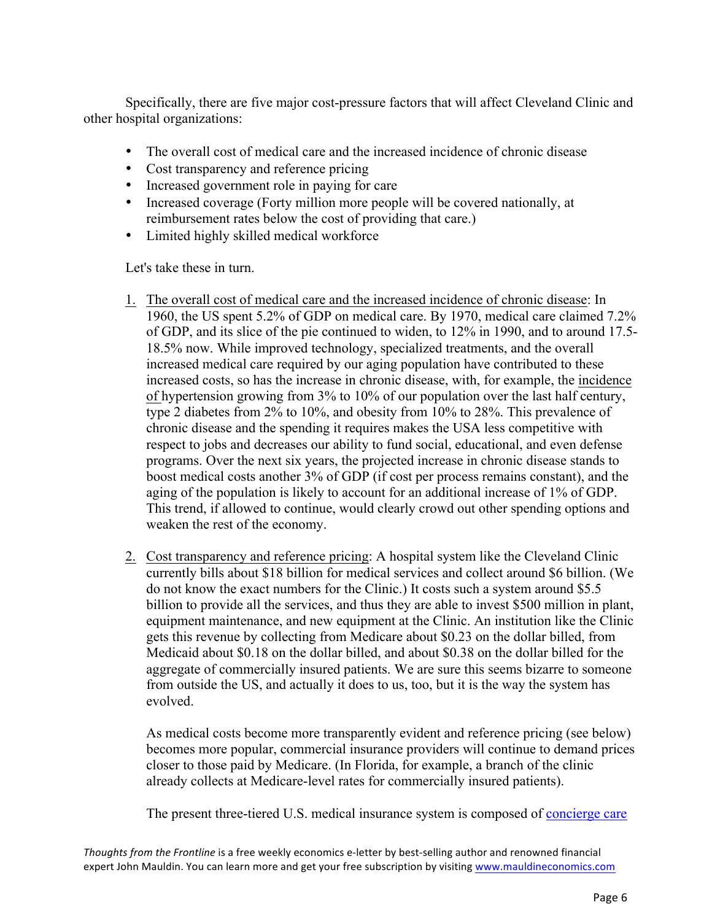Specifically, there are five major cost-pressure factors that will affect Cleveland Clinic and other hospital organizations:

- The overall cost of medical care and the increased incidence of chronic disease
- Cost transparency and reference pricing
- Increased government role in paying for care
- Increased coverage (Forty million more people will be covered nationally, at reimbursement rates below the cost of providing that care.)
- Limited highly skilled medical workforce

Let's take these in turn.

1. The overall cost of medical care and the increased incidence of chronic disease: In 1960, the US spent 5.2% of GDP on medical care. By 1970, medical care claimed 7.2% of GDP, and its slice of the pie continued to widen, to 12% in 1990, and to around 17.5-18.5% now. While improved technology, specialized treatments, and the overall increased medical care required by our aging population have contributed to these increased costs, so has the increase in chronic disease, with, for example, the incidence of hypertension growing from 3% to 10% of our population over the last half century, type 2 diabetes from 2% to 10%, and obesity from 10% to 28%. This prevalence of chronic disease and the spending it requires makes the USA less competitive with respect to jobs and decreases our ability to fund social, educational, and even defense programs. Over the next six years, the projected increase in chronic disease stands to boost medical costs another 3% of GDP (if cost per process remains constant), and the aging of the population is likely to account for an additional increase of 1% of GDP. This trend, if allowed to continue, would clearly crowd out other spending options and weaken the rest of the economy.

2. Cost transparency and reference pricing: A hospital system like the Cleveland Clinic currently bills about $18 billion for medical services and collect around $6 billion. (We do not know the exact numbers for the Clinic.) It costs such a system around $5.5 billion to provide all the services, and thus they are able to invest $500 million in plant, equipment maintenance, and new equipment at the Clinic. An institution like the Clinic gets this revenue by collecting from Medicare about $0.23 on the dollar billed, from Medicaid about $0.18 on the dollar billed, and about $0.38 on the dollar billed for the aggregate of commercially insured patients. We are sure this seems bizarre to someone from outside the US, and actually it does to us, too, but it is the way the system has evolved.

   As medical costs become more transparently evident and reference pricing (see below) becomes more popular, commercial insurance providers will continue to demand prices closer to those paid by Medicare. (In Florida, for example, a branch of the clinic already collects at Medicare-level rates for commercially insured patients).

   The present three-tiered U.S. medical insurance system is composed of concierge care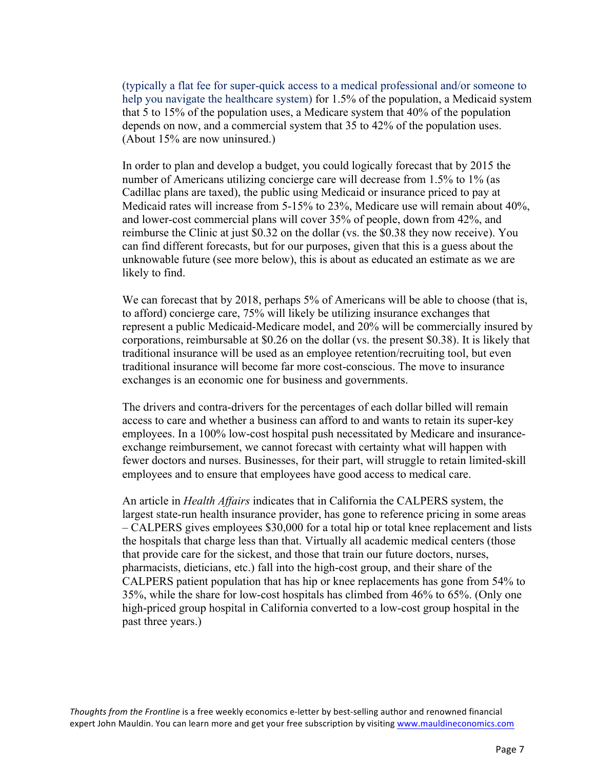(typically a flat fee for super-quick access to a medical professional and/or someone to help you navigate the healthcare system) for 1.5% of the population, a Medicaid system that 5 to 15% of the population uses, a Medicare system that 40% of the population depends on now, and a commercial system that 35 to 42% of the population uses. (About 15% are now uninsured.)

In order to plan and develop a budget, you could logically forecast that by 2015 the number of Americans utilizing concierge care will decrease from 1.5% to 1% (as Cadillac plans are taxed), the public using Medicaid or insurance priced to pay at Medicaid rates will increase from 5-15% to 23%, Medicare use will remain about 40%, and lower-cost commercial plans will cover 35% of people, down from 42%, and reimburse the Clinic at just $0.32 on the dollar (vs. the $0.38 they now receive). You can find different forecasts, but for our purposes, given that this is a guess about the unknowable future (see more below), this is about as educated an estimate as we are likely to find.

We can forecast that by 2018, perhaps 5% of Americans will be able to choose (that is, to afford) concierge care, 75% will likely be utilizing insurance exchanges that represent a public Medicaid-Medicare model, and 20% will be commercially insured by corporations, reimbursable at $0.26 on the dollar (vs. the present $0.38). It is likely that traditional insurance will be used as an employee retention/recruiting tool, but even traditional insurance will become far more cost-conscious. The move to insurance exchanges is an economic one for business and governments.

The drivers and contra-drivers for the percentages of each dollar billed will remain access to care and whether a business can afford to and wants to retain its super-key employees. In a 100% low-cost hospital push necessitated by Medicare and insurance-exchange reimbursement, we cannot forecast with certainty what will happen with fewer doctors and nurses. Businesses, for their part, will struggle to retain limited-skill employees and to ensure that employees have good access to medical care.

An article in *Health Affairs* indicates that in California the CALPERS system, the largest state-run health insurance provider, has gone to reference pricing in some areas – CALPERS gives employees $30,000 for a total hip or total knee replacement and lists the hospitals that charge less than that. Virtually all academic medical centers (those that provide care for the sickest, and those that train our future doctors, nurses, pharmacists, dieticians, etc.) fall into the high-cost group, and their share of the CALPERS patient population that has hip or knee replacements has gone from 54% to 35%, while the share for low-cost hospitals has climbed from 46% to 65%. (Only one high-priced group hospital in California converted to a low-cost group hospital in the past three years.)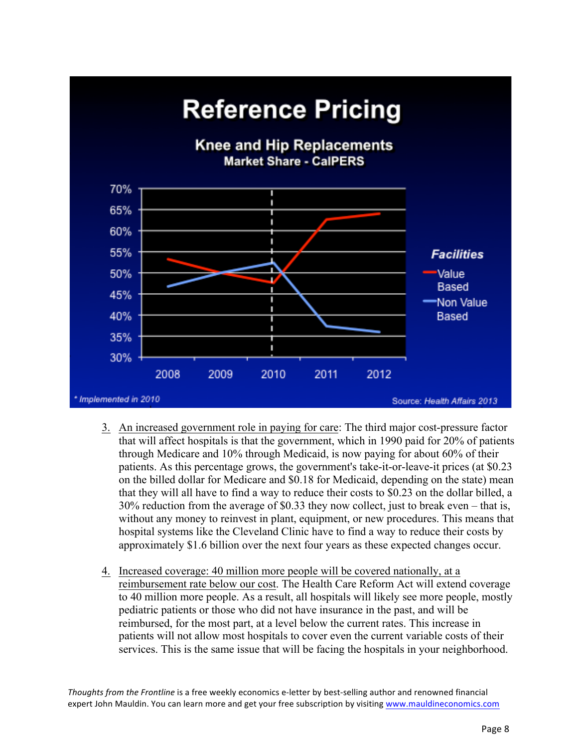Reference Pricing

Knee and Hip Replacements
Market Share - CalPERS

\* Implemented in 2010

Source: *Health Affairs 2013*

3. An increased government role in paying for care: The third major cost-pressure factor that will affect hospitals is that the government, which in 1990 paid for 20% of patients through Medicare and 10% through Medicaid, is now paying for about 60% of their patients. As this percentage grows, the government's take-it-or-leave-it prices (at $0.23 on the billed dollar for Medicare and $0.18 for Medicaid, depending on the state) mean that they will all have to find a way to reduce their costs to $0.23 on the dollar billed, a 30% reduction from the average of $0.33 they now collect, just to break even – that is, without any money to reinvest in plant, equipment, or new procedures. This means that hospital systems like the Cleveland Clinic have to find a way to reduce their costs by approximately $1.6 billion over the next four years as these expected changes occur.

4. Increased coverage: 40 million more people will be covered nationally, at a reimbursement rate below our cost. The Health Care Reform Act will extend coverage to 40 million more people. As a result, all hospitals will likely see more people, mostly pediatric patients or those who did not have insurance in the past, and will be reimbursed, for the most part, at a level below the current rates. This increase in patients will not allow most hospitals to cover even the current variable costs of their services. This is the same issue that will be facing the hospitals in your neighborhood.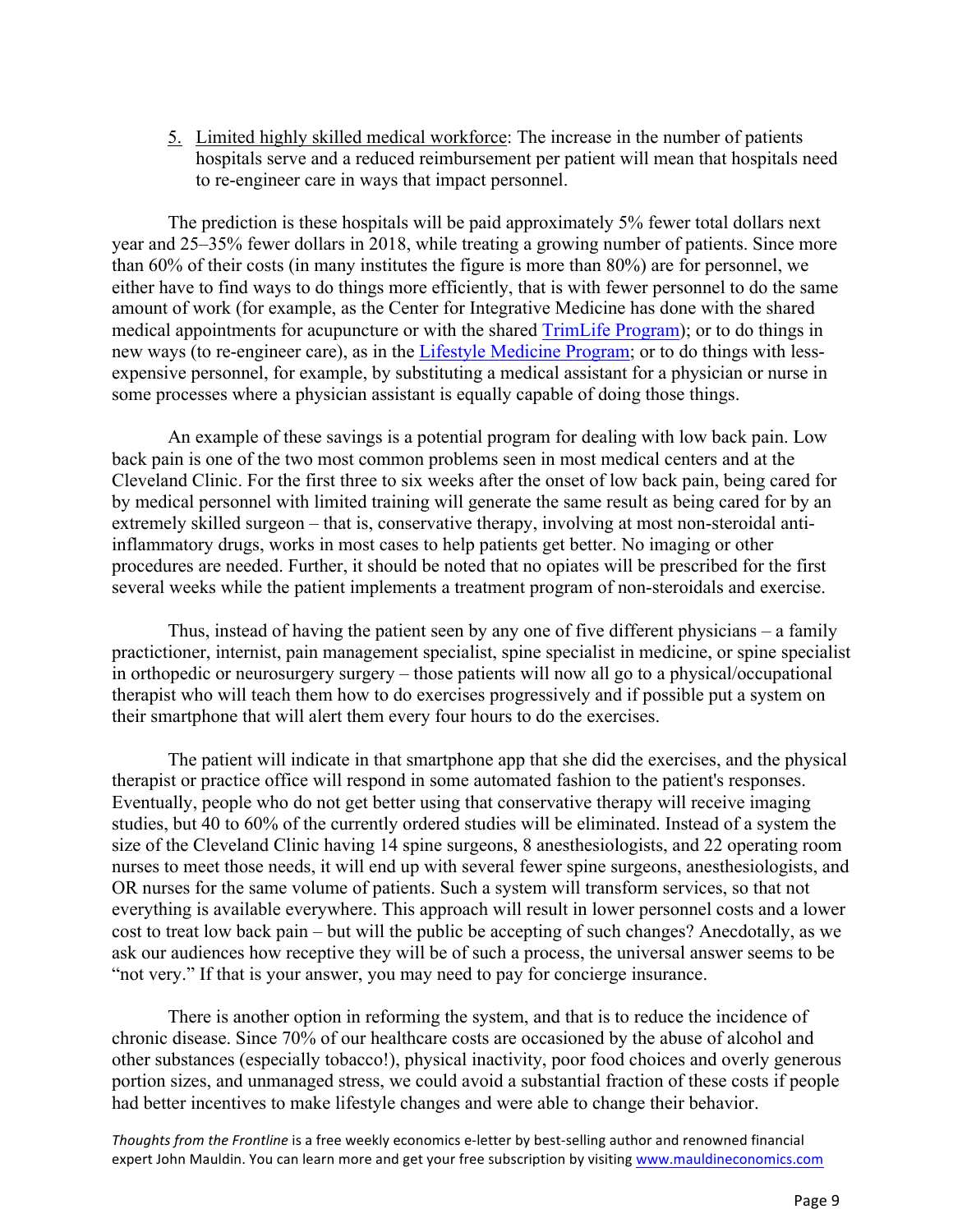5. Limited highly skilled medical workforce: The increase in the number of patients hospitals serve and a reduced reimbursement per patient will mean that hospitals need to re-engineer care in ways that impact personnel.

The prediction is these hospitals will be paid approximately 5% fewer total dollars next year and 25–35% fewer dollars in 2018, while treating a growing number of patients. Since more than 60% of their costs (in many institutes the figure is more than 80%) are for personnel, we either have to find ways to do things more efficiently, that is with fewer personnel to do the same amount of work (for example, as the Center for Integrative Medicine has done with the shared medical appointments for acupuncture or with the shared TrimLife Program); or to do things in new ways (to re-engineer care), as in the Lifestyle Medicine Program; or to do things with less-expensive personnel, for example, by substituting a medical assistant for a physician or nurse in some processes where a physician assistant is equally capable of doing those things.

An example of these savings is a potential program for dealing with low back pain. Low back pain is one of the two most common problems seen in most medical centers and at the Cleveland Clinic. For the first three to six weeks after the onset of low back pain, being cared for by medical personnel with limited training will generate the same result as being cared for by an extremely skilled surgeon – that is, conservative therapy, involving at most non-steroidal anti-inflammatory drugs, works in most cases to help patients get better. No imaging or other procedures are needed. Further, it should be noted that no opiates will be prescribed for the first several weeks while the patient implements a treatment program of non-steroidals and exercise.

Thus, instead of having the patient seen by any one of five different physicians – a family practictioner, internist, pain management specialist, spine specialist in medicine, or spine specialist in orthopedic or neurosurgery surgery – those patients will now all go to a physical/occupational therapist who will teach them how to do exercises progressively and if possible put a system on their smartphone that will alert them every four hours to do the exercises.

The patient will indicate in that smartphone app that she did the exercises, and the physical therapist or practice office will respond in some automated fashion to the patient's responses. Eventually, people who do not get better using that conservative therapy will receive imaging studies, but 40 to 60% of the currently ordered studies will be eliminated. Instead of a system the size of the Cleveland Clinic having 14 spine surgeons, 8 anesthesiologists, and 22 operating room nurses to meet those needs, it will end up with several fewer spine surgeons, anesthesiologists, and OR nurses for the same volume of patients. Such a system will transform services, so that not everything is available everywhere. This approach will result in lower personnel costs and a lower cost to treat low back pain – but will the public be accepting of such changes? Anecdotally, as we ask our audiences how receptive they will be of such a process, the universal answer seems to be "not very." If that is your answer, you may need to pay for concierge insurance.

There is another option in reforming the system, and that is to reduce the incidence of chronic disease. Since 70% of our healthcare costs are occasioned by the abuse of alcohol and other substances (especially tobacco!), physical inactivity, poor food choices and overly generous portion sizes, and unmanaged stress, we could avoid a substantial fraction of these costs if people had better incentives to make lifestyle changes and were able to change their behavior.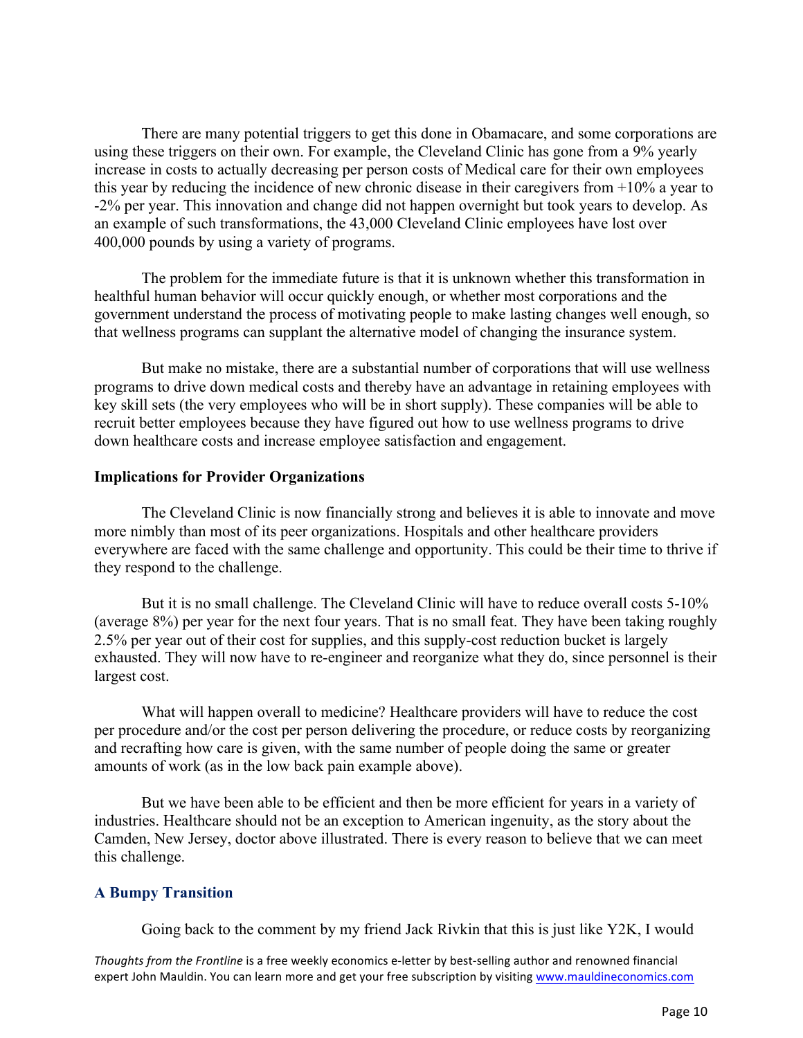There are many potential triggers to get this done in Obamacare, and some corporations are using these triggers on their own. For example, the Cleveland Clinic has gone from a 9% yearly increase in costs to actually decreasing per person costs of Medical care for their own employees this year by reducing the incidence of new chronic disease in their caregivers from +10% a year to -2% per year. This innovation and change did not happen overnight but took years to develop. As an example of such transformations, the 43,000 Cleveland Clinic employees have lost over 400,000 pounds by using a variety of programs.

The problem for the immediate future is that it is unknown whether this transformation in healthful human behavior will occur quickly enough, or whether most corporations and the government understand the process of motivating people to make lasting changes well enough, so that wellness programs can supplant the alternative model of changing the insurance system.

But make no mistake, there are a substantial number of corporations that will use wellness programs to drive down medical costs and thereby have an advantage in retaining employees with key skill sets (the very employees who will be in short supply). These companies will be able to recruit better employees because they have figured out how to use wellness programs to drive down healthcare costs and increase employee satisfaction and engagement.

**Implications for Provider Organizations**

The Cleveland Clinic is now financially strong and believes it is able to innovate and move more nimbly than most of its peer organizations. Hospitals and other healthcare providers everywhere are faced with the same challenge and opportunity. This could be their time to thrive if they respond to the challenge.

But it is no small challenge. The Cleveland Clinic will have to reduce overall costs 5-10% (average 8%) per year for the next four years. That is no small feat. They have been taking roughly 2.5% per year out of their cost for supplies, and this supply-cost reduction bucket is largely exhausted. They will now have to re-engineer and reorganize what they do, since personnel is their largest cost.

What will happen overall to medicine? Healthcare providers will have to reduce the cost per procedure and/or the cost per person delivering the procedure, or reduce costs by reorganizing and recrafting how care is given, with the same number of people doing the same or greater amounts of work (as in the low back pain example above).

But we have been able to be efficient and then be more efficient for years in a variety of industries. Healthcare should not be an exception to American ingenuity, as the story about the Camden, New Jersey, doctor above illustrated. There is every reason to believe that we can meet this challenge.

## A Bumpy Transition

Going back to the comment by my friend Jack Rivkin that this is just like Y2K, I would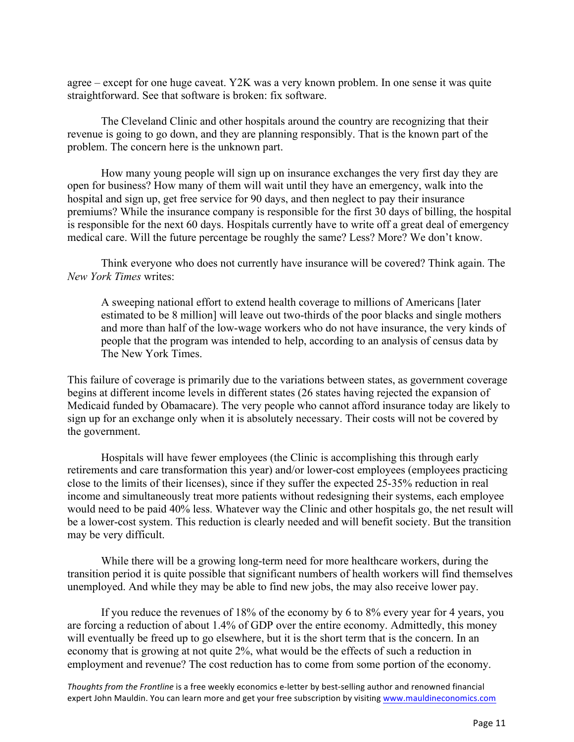agree – except for one huge caveat. Y2K was a very known problem. In one sense it was quite straightforward. See that software is broken: fix software.

The Cleveland Clinic and other hospitals around the country are recognizing that their revenue is going to go down, and they are planning responsibly. That is the known part of the problem. The concern here is the unknown part.

How many young people will sign up on insurance exchanges the very first day they are open for business? How many of them will wait until they have an emergency, walk into the hospital and sign up, get free service for 90 days, and then neglect to pay their insurance premiums? While the insurance company is responsible for the first 30 days of billing, the hospital is responsible for the next 60 days. Hospitals currently have to write off a great deal of emergency medical care. Will the future percentage be roughly the same? Less? More? We don't know.

Think everyone who does not currently have insurance will be covered? Think again. The *New York Times* writes:

> A sweeping national effort to extend health coverage to millions of Americans [later estimated to be 8 million] will leave out two-thirds of the poor blacks and single mothers and more than half of the low-wage workers who do not have insurance, the very kinds of people that the program was intended to help, according to an analysis of census data by The New York Times.

This failure of coverage is primarily due to the variations between states, as government coverage begins at different income levels in different states (26 states having rejected the expansion of Medicaid funded by Obamacare). The very people who cannot afford insurance today are likely to sign up for an exchange only when it is absolutely necessary. Their costs will not be covered by the government.

Hospitals will have fewer employees (the Clinic is accomplishing this through early retirements and care transformation this year) and/or lower-cost employees (employees practicing close to the limits of their licenses), since if they suffer the expected 25-35% reduction in real income and simultaneously treat more patients without redesigning their systems, each employee would need to be paid 40% less. Whatever way the Clinic and other hospitals go, the net result will be a lower-cost system. This reduction is clearly needed and will benefit society. But the transition may be very difficult.

While there will be a growing long-term need for more healthcare workers, during the transition period it is quite possible that significant numbers of health workers will find themselves unemployed. And while they may be able to find new jobs, the may also receive lower pay.

If you reduce the revenues of 18% of the economy by 6 to 8% every year for 4 years, you are forcing a reduction of about 1.4% of GDP over the entire economy. Admittedly, this money will eventually be freed up to go elsewhere, but it is the short term that is the concern. In an economy that is growing at not quite 2%, what would be the effects of such a reduction in employment and revenue? The cost reduction has to come from some portion of the economy.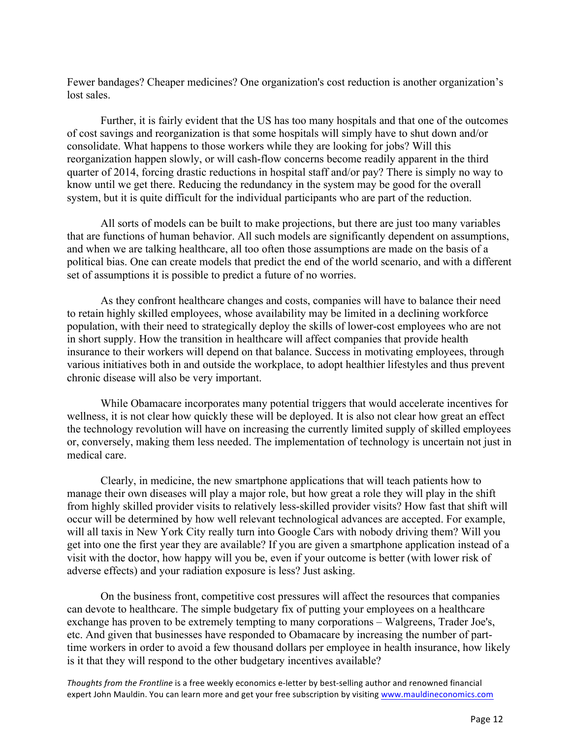Fewer bandages? Cheaper medicines? One organization's cost reduction is another organization's lost sales.

Further, it is fairly evident that the US has too many hospitals and that one of the outcomes of cost savings and reorganization is that some hospitals will simply have to shut down and/or consolidate. What happens to those workers while they are looking for jobs? Will this reorganization happen slowly, or will cash-flow concerns become readily apparent in the third quarter of 2014, forcing drastic reductions in hospital staff and/or pay? There is simply no way to know until we get there. Reducing the redundancy in the system may be good for the overall system, but it is quite difficult for the individual participants who are part of the reduction.

All sorts of models can be built to make projections, but there are just too many variables that are functions of human behavior. All such models are significantly dependent on assumptions, and when we are talking healthcare, all too often those assumptions are made on the basis of a political bias. One can create models that predict the end of the world scenario, and with a different set of assumptions it is possible to predict a future of no worries.

As they confront healthcare changes and costs, companies will have to balance their need to retain highly skilled employees, whose availability may be limited in a declining workforce population, with their need to strategically deploy the skills of lower-cost employees who are not in short supply. How the transition in healthcare will affect companies that provide health insurance to their workers will depend on that balance. Success in motivating employees, through various initiatives both in and outside the workplace, to adopt healthier lifestyles and thus prevent chronic disease will also be very important.

While Obamacare incorporates many potential triggers that would accelerate incentives for wellness, it is not clear how quickly these will be deployed. It is also not clear how great an effect the technology revolution will have on increasing the currently limited supply of skilled employees or, conversely, making them less needed. The implementation of technology is uncertain not just in medical care.

Clearly, in medicine, the new smartphone applications that will teach patients how to manage their own diseases will play a major role, but how great a role they will play in the shift from highly skilled provider visits to relatively less-skilled provider visits? How fast that shift will occur will be determined by how well relevant technological advances are accepted. For example, will all taxis in New York City really turn into Google Cars with nobody driving them? Will you get into one the first year they are available? If you are given a smartphone application instead of a visit with the doctor, how happy will you be, even if your outcome is better (with lower risk of adverse effects) and your radiation exposure is less? Just asking.

On the business front, competitive cost pressures will affect the resources that companies can devote to healthcare. The simple budgetary fix of putting your employees on a healthcare exchange has proven to be extremely tempting to many corporations – Walgreens, Trader Joe's, etc. And given that businesses have responded to Obamacare by increasing the number of part-time workers in order to avoid a few thousand dollars per employee in health insurance, how likely is it that they will respond to the other budgetary incentives available?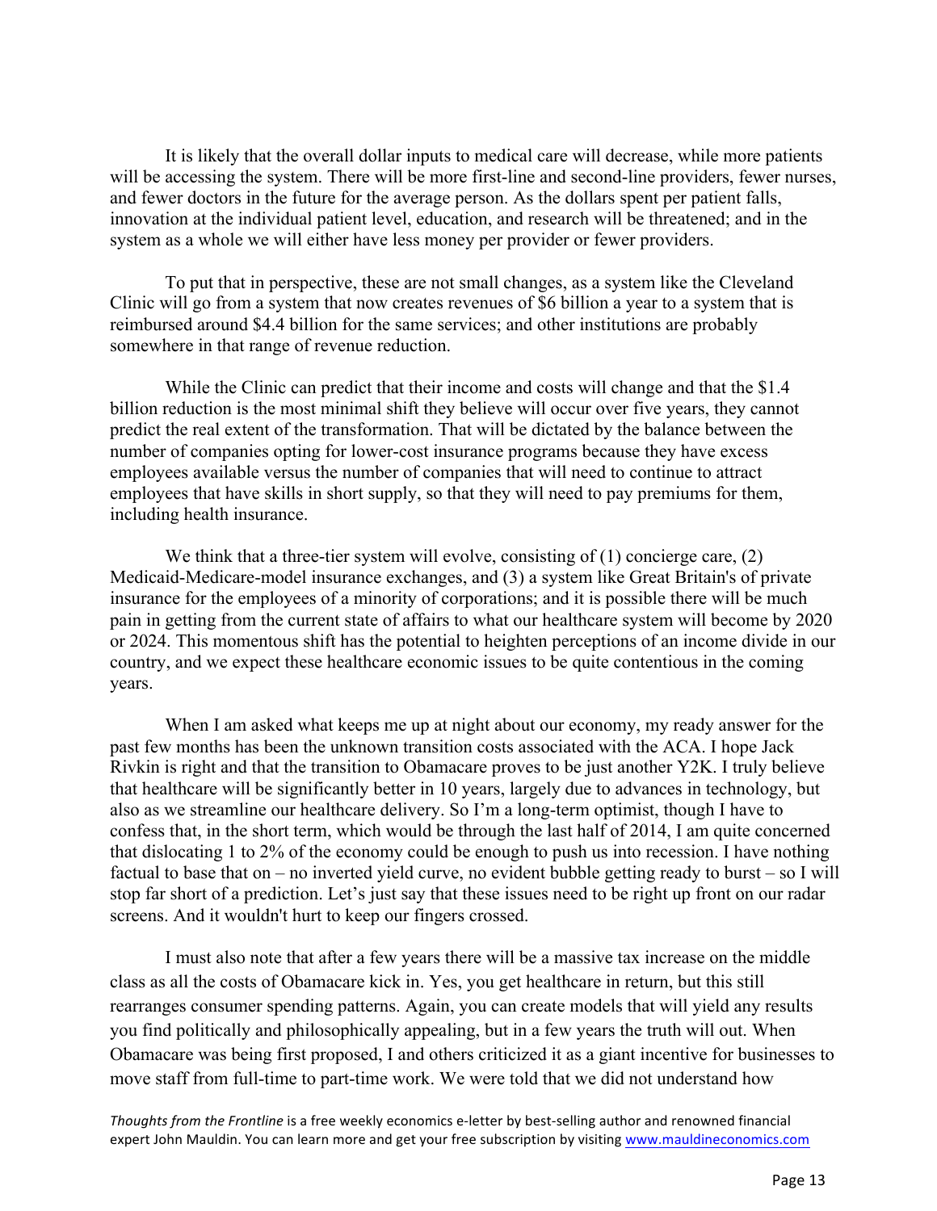It is likely that the overall dollar inputs to medical care will decrease, while more patients will be accessing the system. There will be more first-line and second-line providers, fewer nurses, and fewer doctors in the future for the average person. As the dollars spent per patient falls, innovation at the individual patient level, education, and research will be threatened; and in the system as a whole we will either have less money per provider or fewer providers.

To put that in perspective, these are not small changes, as a system like the Cleveland Clinic will go from a system that now creates revenues of $6 billion a year to a system that is reimbursed around $4.4 billion for the same services; and other institutions are probably somewhere in that range of revenue reduction.

While the Clinic can predict that their income and costs will change and that the $1.4 billion reduction is the most minimal shift they believe will occur over five years, they cannot predict the real extent of the transformation. That will be dictated by the balance between the number of companies opting for lower-cost insurance programs because they have excess employees available versus the number of companies that will need to continue to attract employees that have skills in short supply, so that they will need to pay premiums for them, including health insurance.

We think that a three-tier system will evolve, consisting of (1) concierge care, (2) Medicaid-Medicare-model insurance exchanges, and (3) a system like Great Britain's of private insurance for the employees of a minority of corporations; and it is possible there will be much pain in getting from the current state of affairs to what our healthcare system will become by 2020 or 2024. This momentous shift has the potential to heighten perceptions of an income divide in our country, and we expect these healthcare economic issues to be quite contentious in the coming years.

When I am asked what keeps me up at night about our economy, my ready answer for the past few months has been the unknown transition costs associated with the ACA. I hope Jack Rivkin is right and that the transition to Obamacare proves to be just another Y2K. I truly believe that healthcare will be significantly better in 10 years, largely due to advances in technology, but also as we streamline our healthcare delivery. So I'm a long-term optimist, though I have to confess that, in the short term, which would be through the last half of 2014, I am quite concerned that dislocating 1 to 2% of the economy could be enough to push us into recession. I have nothing factual to base that on – no inverted yield curve, no evident bubble getting ready to burst – so I will stop far short of a prediction. Let's just say that these issues need to be right up front on our radar screens. And it wouldn't hurt to keep our fingers crossed.

I must also note that after a few years there will be a massive tax increase on the middle class as all the costs of Obamacare kick in. Yes, you get healthcare in return, but this still rearranges consumer spending patterns. Again, you can create models that will yield any results you find politically and philosophically appealing, but in a few years the truth will out. When Obamacare was being first proposed, I and others criticized it as a giant incentive for businesses to move staff from full-time to part-time work. We were told that we did not understand how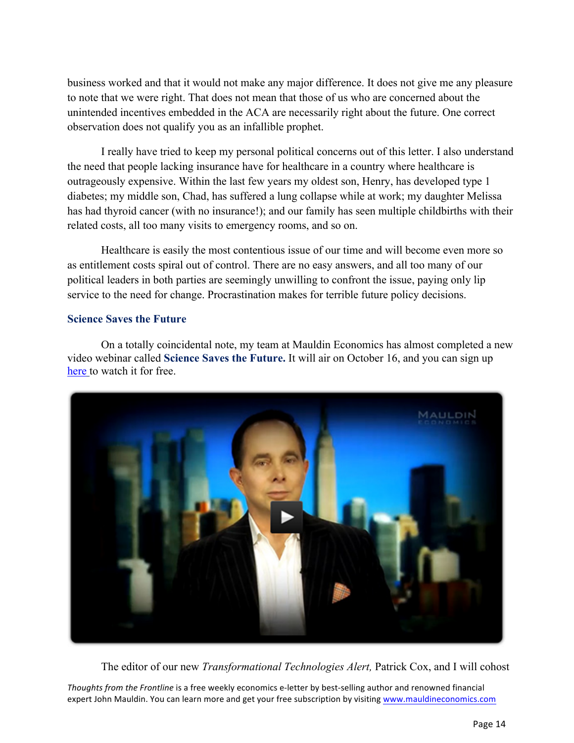business worked and that it would not make any major difference. It does not give me any pleasure to note that we were right. That does not mean that those of us who are concerned about the unintended incentives embedded in the ACA are necessarily right about the future. One correct observation does not qualify you as an infallible prophet.

I really have tried to keep my personal political concerns out of this letter. I also understand the need that people lacking insurance have for healthcare in a country where healthcare is outrageously expensive. Within the last few years my oldest son, Henry, has developed type 1 diabetes; my middle son, Chad, has suffered a lung collapse while at work; my daughter Melissa has had thyroid cancer (with no insurance!); and our family has seen multiple childbirths with their related costs, all too many visits to emergency rooms, and so on.

Healthcare is easily the most contentious issue of our time and will become even more so as entitlement costs spiral out of control. There are no easy answers, and all too many of our political leaders in both parties are seemingly unwilling to confront the issue, paying only lip service to the need for change. Procrastination makes for terrible future policy decisions.

### Science Saves the Future

On a totally coincidental note, my team at Mauldin Economics has almost completed a new video webinar called **Science Saves the Future.** It will air on October 16, and you can sign up here to watch it for free.

The editor of our new *Transformational Technologies Alert,* Patrick Cox, and I will cohost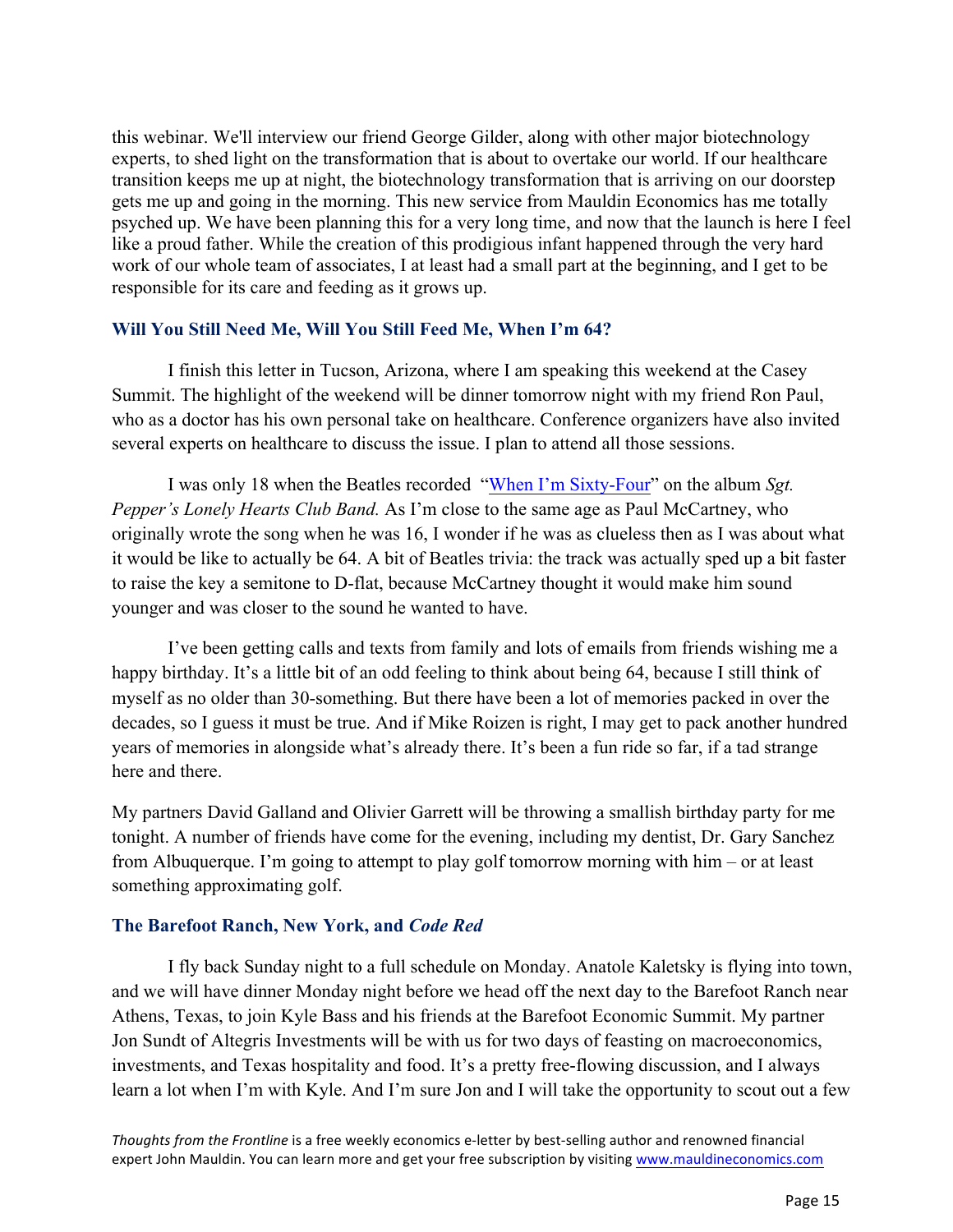this webinar. We'll interview our friend George Gilder, along with other major biotechnology experts, to shed light on the transformation that is about to overtake our world. If our healthcare transition keeps me up at night, the biotechnology transformation that is arriving on our doorstep gets me up and going in the morning. This new service from Mauldin Economics has me totally psyched up. We have been planning this for a very long time, and now that the launch is here I feel like a proud father. While the creation of this prodigious infant happened through the very hard work of our whole team of associates, I at least had a small part at the beginning, and I get to be responsible for its care and feeding as it grows up.

### Will You Still Need Me, Will You Still Feed Me, When I'm 64?

I finish this letter in Tucson, Arizona, where I am speaking this weekend at the Casey Summit. The highlight of the weekend will be dinner tomorrow night with my friend Ron Paul, who as a doctor has his own personal take on healthcare. Conference organizers have also invited several experts on healthcare to discuss the issue. I plan to attend all those sessions.

I was only 18 when the Beatles recorded "When I'm Sixty-Four" on the album *Sgt. Pepper's Lonely Hearts Club Band.* As I'm close to the same age as Paul McCartney, who originally wrote the song when he was 16, I wonder if he was as clueless then as I was about what it would be like to actually be 64. A bit of Beatles trivia: the track was actually sped up a bit faster to raise the key a semitone to D-flat, because McCartney thought it would make him sound younger and was closer to the sound he wanted to have.

I've been getting calls and texts from family and lots of emails from friends wishing me a happy birthday. It's a little bit of an odd feeling to think about being 64, because I still think of myself as no older than 30-something. But there have been a lot of memories packed in over the decades, so I guess it must be true. And if Mike Roizen is right, I may get to pack another hundred years of memories in alongside what's already there. It's been a fun ride so far, if a tad strange here and there.

My partners David Galland and Olivier Garrett will be throwing a smallish birthday party for me tonight. A number of friends have come for the evening, including my dentist, Dr. Gary Sanchez from Albuquerque. I'm going to attempt to play golf tomorrow morning with him – or at least something approximating golf.

### The Barefoot Ranch, New York, and *Code Red*

I fly back Sunday night to a full schedule on Monday. Anatole Kaletsky is flying into town, and we will have dinner Monday night before we head off the next day to the Barefoot Ranch near Athens, Texas, to join Kyle Bass and his friends at the Barefoot Economic Summit. My partner Jon Sundt of Altegris Investments will be with us for two days of feasting on macroeconomics, investments, and Texas hospitality and food. It's a pretty free-flowing discussion, and I always learn a lot when I'm with Kyle. And I'm sure Jon and I will take the opportunity to scout out a few

*Thoughts from the Frontline* is a free weekly economics e-letter by best-selling author and renowned financial expert John Mauldin. You can learn more and get your free subscription by visiting www.mauldineconomics.com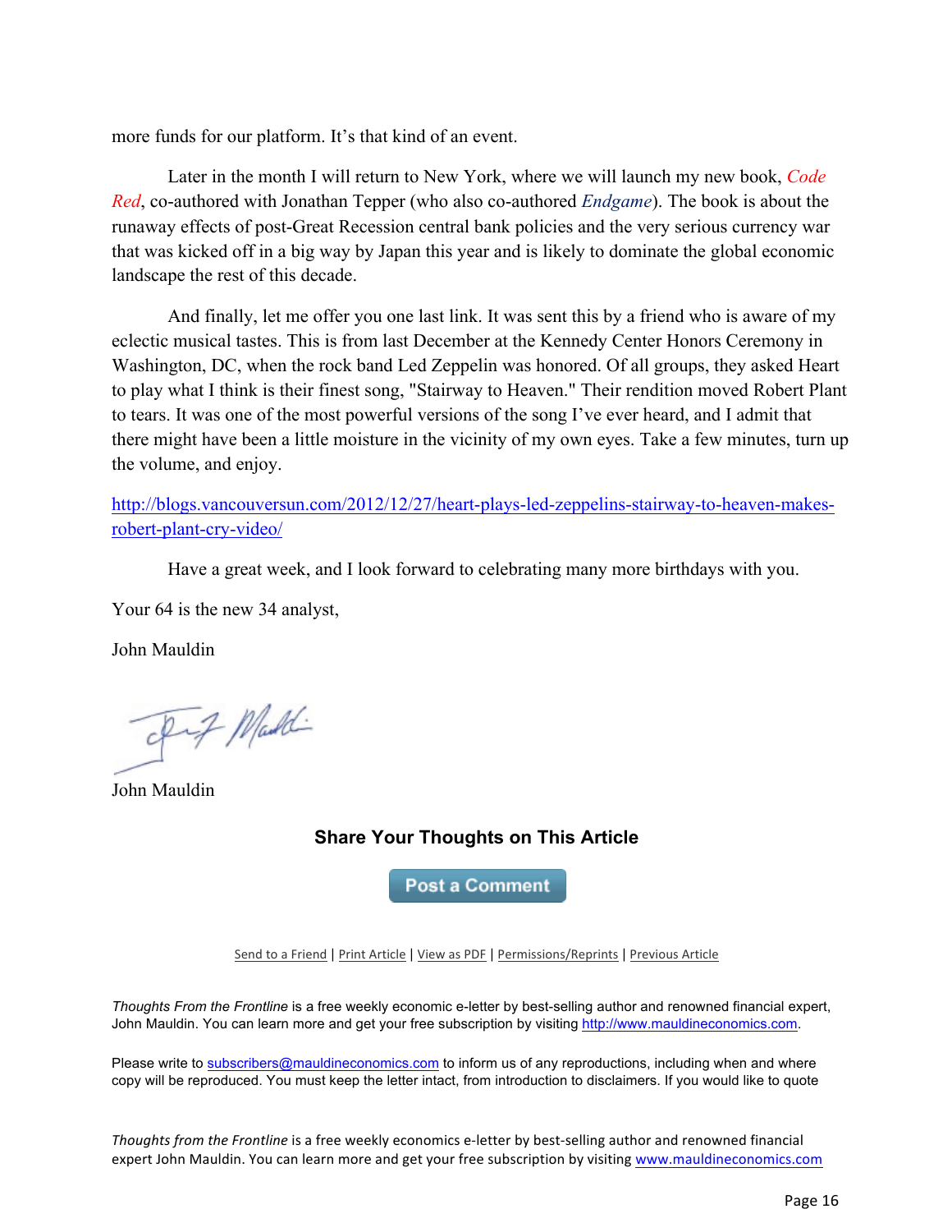more funds for our platform. It's that kind of an event.

Later in the month I will return to New York, where we will launch my new book, *Code Red*, co-authored with Jonathan Tepper (who also co-authored *Endgame*). The book is about the runaway effects of post-Great Recession central bank policies and the very serious currency war that was kicked off in a big way by Japan this year and is likely to dominate the global economic landscape the rest of this decade.

And finally, let me offer you one last link. It was sent this by a friend who is aware of my eclectic musical tastes. This is from last December at the Kennedy Center Honors Ceremony in Washington, DC, when the rock band Led Zeppelin was honored. Of all groups, they asked Heart to play what I think is their finest song, "Stairway to Heaven." Their rendition moved Robert Plant to tears. It was one of the most powerful versions of the song I've ever heard, and I admit that there might have been a little moisture in the vicinity of my own eyes. Take a few minutes, turn up the volume, and enjoy.

http://blogs.vancouversun.com/2012/12/27/heart-plays-led-zeppelins-stairway-to-heaven-makes-robert-plant-cry-video/

Have a great week, and I look forward to celebrating many more birthdays with you.

Your 64 is the new 34 analyst,

John Mauldin

John Mauldin

### Share Your Thoughts on This Article

Post a Comment

Send to a Friend | Print Article | View as PDF | Permissions/Reprints | Previous Article

*Thoughts From the Frontline* is a free weekly economic e-letter by best-selling author and renowned financial expert, John Mauldin. You can learn more and get your free subscription by visiting http://www.mauldineconomics.com.

Please write to subscribers@mauldineconomics.com to inform us of any reproductions, including when and where copy will be reproduced. You must keep the letter intact, from introduction to disclaimers. If you would like to quote

*Thoughts from the Frontline* is a free weekly economics e-letter by best-selling author and renowned financial expert John Mauldin. You can learn more and get your free subscription by visiting www.mauldineconomics.com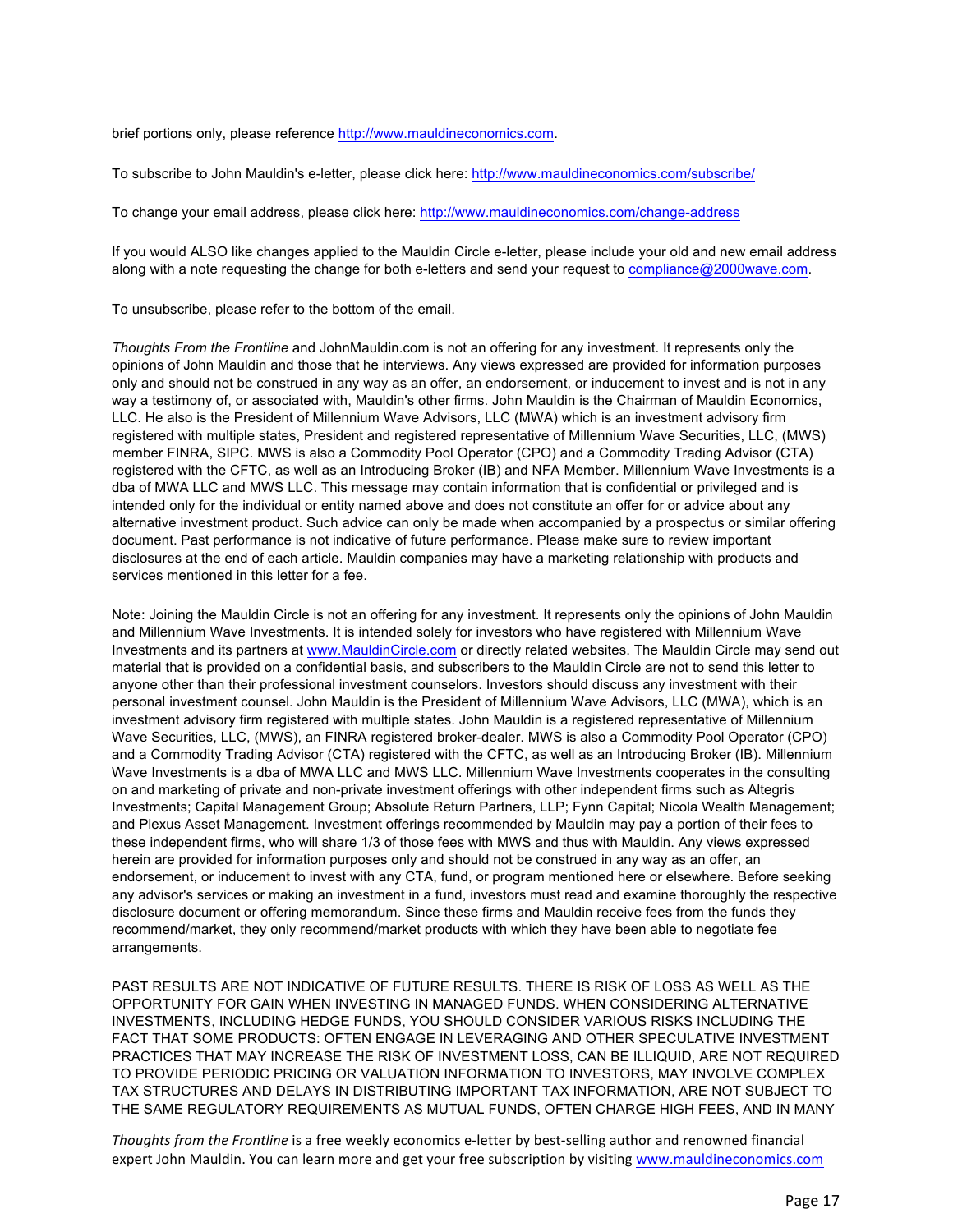brief portions only, please reference http://www.mauldineconomics.com.

To subscribe to John Mauldin's e-letter, please click here: http://www.mauldineconomics.com/subscribe/

To change your email address, please click here: http://www.mauldineconomics.com/change-address

If you would ALSO like changes applied to the Mauldin Circle e-letter, please include your old and new email address along with a note requesting the change for both e-letters and send your request to compliance@2000wave.com.

To unsubscribe, please refer to the bottom of the email.

*Thoughts From the Frontline* and JohnMauldin.com is not an offering for any investment. It represents only the opinions of John Mauldin and those that he interviews. Any views expressed are provided for information purposes only and should not be construed in any way as an offer, an endorsement, or inducement to invest and is not in any way a testimony of, or associated with, Mauldin's other firms. John Mauldin is the Chairman of Mauldin Economics, LLC. He also is the President of Millennium Wave Advisors, LLC (MWA) which is an investment advisory firm registered with multiple states, President and registered representative of Millennium Wave Securities, LLC, (MWS) member FINRA, SIPC. MWS is also a Commodity Pool Operator (CPO) and a Commodity Trading Advisor (CTA) registered with the CFTC, as well as an Introducing Broker (IB) and NFA Member. Millennium Wave Investments is a dba of MWA LLC and MWS LLC. This message may contain information that is confidential or privileged and is intended only for the individual or entity named above and does not constitute an offer for or advice about any alternative investment product. Such advice can only be made when accompanied by a prospectus or similar offering document. Past performance is not indicative of future performance. Please make sure to review important disclosures at the end of each article. Mauldin companies may have a marketing relationship with products and services mentioned in this letter for a fee.

Note: Joining the Mauldin Circle is not an offering for any investment. It represents only the opinions of John Mauldin and Millennium Wave Investments. It is intended solely for investors who have registered with Millennium Wave Investments and its partners at www.MauldinCircle.com or directly related websites. The Mauldin Circle may send out material that is provided on a confidential basis, and subscribers to the Mauldin Circle are not to send this letter to anyone other than their professional investment counselors. Investors should discuss any investment with their personal investment counsel. John Mauldin is the President of Millennium Wave Advisors, LLC (MWA), which is an investment advisory firm registered with multiple states. John Mauldin is a registered representative of Millennium Wave Securities, LLC, (MWS), an FINRA registered broker-dealer. MWS is also a Commodity Pool Operator (CPO) and a Commodity Trading Advisor (CTA) registered with the CFTC, as well as an Introducing Broker (IB). Millennium Wave Investments is a dba of MWA LLC and MWS LLC. Millennium Wave Investments cooperates in the consulting on and marketing of private and non-private investment offerings with other independent firms such as Altegris Investments; Capital Management Group; Absolute Return Partners, LLP; Fynn Capital; Nicola Wealth Management; and Plexus Asset Management. Investment offerings recommended by Mauldin may pay a portion of their fees to these independent firms, who will share 1/3 of those fees with MWS and thus with Mauldin. Any views expressed herein are provided for information purposes only and should not be construed in any way as an offer, an endorsement, or inducement to invest with any CTA, fund, or program mentioned here or elsewhere. Before seeking any advisor's services or making an investment in a fund, investors must read and examine thoroughly the respective disclosure document or offering memorandum. Since these firms and Mauldin receive fees from the funds they recommend/market, they only recommend/market products with which they have been able to negotiate fee arrangements.

PAST RESULTS ARE NOT INDICATIVE OF FUTURE RESULTS. THERE IS RISK OF LOSS AS WELL AS THE OPPORTUNITY FOR GAIN WHEN INVESTING IN MANAGED FUNDS. WHEN CONSIDERING ALTERNATIVE INVESTMENTS, INCLUDING HEDGE FUNDS, YOU SHOULD CONSIDER VARIOUS RISKS INCLUDING THE FACT THAT SOME PRODUCTS: OFTEN ENGAGE IN LEVERAGING AND OTHER SPECULATIVE INVESTMENT PRACTICES THAT MAY INCREASE THE RISK OF INVESTMENT LOSS, CAN BE ILLIQUID, ARE NOT REQUIRED TO PROVIDE PERIODIC PRICING OR VALUATION INFORMATION TO INVESTORS, MAY INVOLVE COMPLEX TAX STRUCTURES AND DELAYS IN DISTRIBUTING IMPORTANT TAX INFORMATION, ARE NOT SUBJECT TO THE SAME REGULATORY REQUIREMENTS AS MUTUAL FUNDS, OFTEN CHARGE HIGH FEES, AND IN MANY

*Thoughts from the Frontline* is a free weekly economics e-letter by best-selling author and renowned financial expert John Mauldin. You can learn more and get your free subscription by visiting www.mauldineconomics.com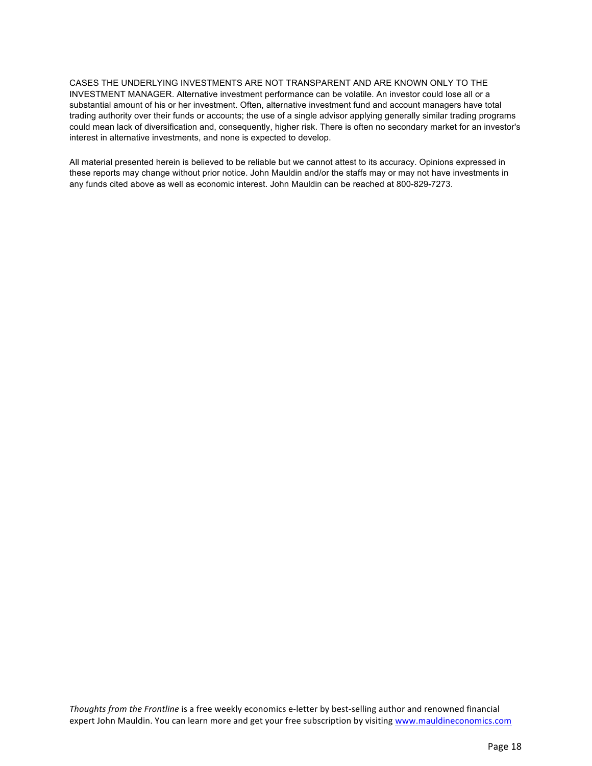CASES THE UNDERLYING INVESTMENTS ARE NOT TRANSPARENT AND ARE KNOWN ONLY TO THE INVESTMENT MANAGER. Alternative investment performance can be volatile. An investor could lose all or a substantial amount of his or her investment. Often, alternative investment fund and account managers have total trading authority over their funds or accounts; the use of a single advisor applying generally similar trading programs could mean lack of diversification and, consequently, higher risk. There is often no secondary market for an investor's interest in alternative investments, and none is expected to develop.

All material presented herein is believed to be reliable but we cannot attest to its accuracy. Opinions expressed in these reports may change without prior notice. John Mauldin and/or the staffs may or may not have investments in any funds cited above as well as economic interest. John Mauldin can be reached at 800-829-7273.

*Thoughts from the Frontline* is a free weekly economics e-letter by best-selling author and renowned financial expert John Mauldin. You can learn more and get your free subscription by visiting www.mauldineconomics.com